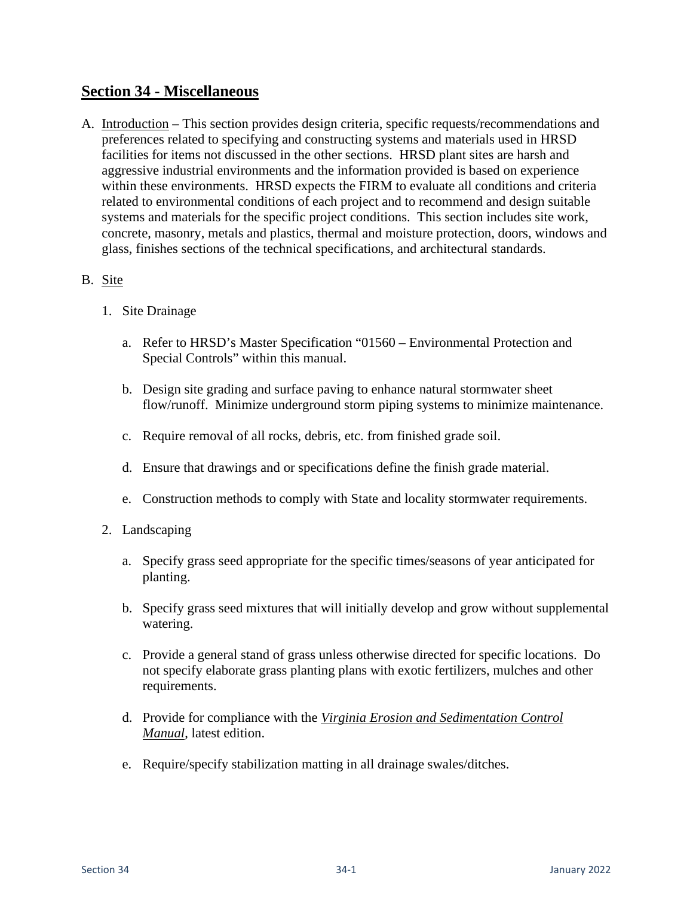# Section 34 - Miscellaneous

A. Introduction – This section provides design criteria, specific requests/recommendations and preferences related to specifying and constructing systems and materials used in HRSD facilities for items not discussed in the other sections. HRSD plant sites are harsh and aggressive industrial environments and the information provided is based on experience within these environments. HRSD expects the FIRM to evaluate all conditions and criteria related to environmental conditions of each project and to recommend and design suitable systems and materials for the specific project conditions. This section includes site work, concrete, masonry, metals and plastics, thermal and moisture protection, doors, windows and glass, finishes sections of the technical specifications, and architectural standards.

B. Site

1. Site Drainage

    a. Refer to HRSD's Master Specification "01560 – Environmental Protection and Special Controls" within this manual.

    b. Design site grading and surface paving to enhance natural stormwater sheet flow/runoff. Minimize underground storm piping systems to minimize maintenance.

    c. Require removal of all rocks, debris, etc. from finished grade soil.

    d. Ensure that drawings and or specifications define the finish grade material.

    e. Construction methods to comply with State and locality stormwater requirements.

2. Landscaping

    a. Specify grass seed appropriate for the specific times/seasons of year anticipated for planting.

    b. Specify grass seed mixtures that will initially develop and grow without supplemental watering.

    c. Provide a general stand of grass unless otherwise directed for specific locations. Do not specify elaborate grass planting plans with exotic fertilizers, mulches and other requirements.

    d. Provide for compliance with the ***Virginia Erosion and Sedimentation Control Manual***, latest edition.

    e. Require/specify stabilization matting in all drainage swales/ditches.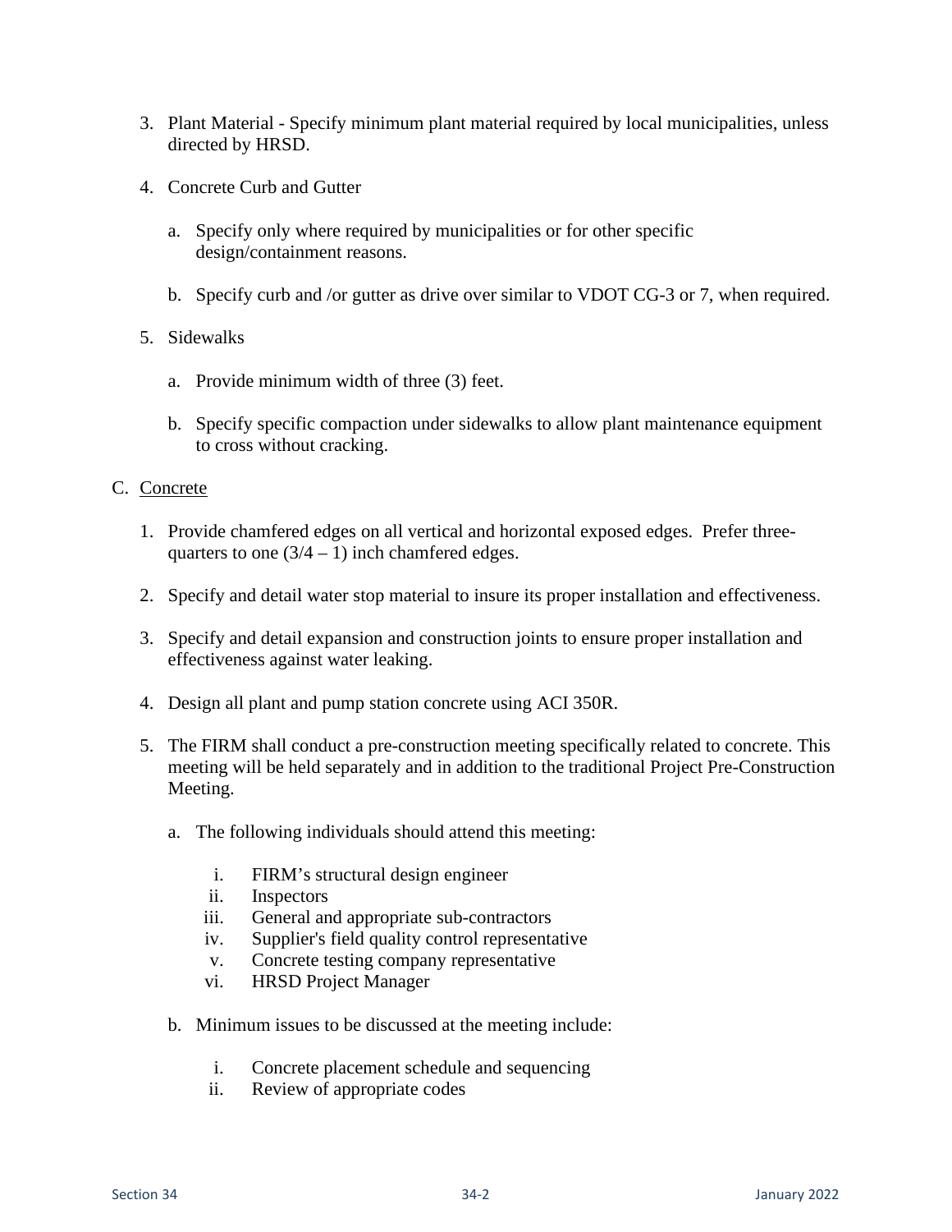3. Plant Material - Specify minimum plant material required by local municipalities, unless directed by HRSD.

4. Concrete Curb and Gutter

    a. Specify only where required by municipalities or for other specific design/containment reasons.

    b. Specify curb and /or gutter as drive over similar to VDOT CG-3 or 7, when required.

5. Sidewalks

    a. Provide minimum width of three (3) feet.

    b. Specify specific compaction under sidewalks to allow plant maintenance equipment to cross without cracking.

C. <u>Concrete</u>

1. Provide chamfered edges on all vertical and horizontal exposed edges. Prefer three-quarters to one (3/4 – 1) inch chamfered edges.

2. Specify and detail water stop material to insure its proper installation and effectiveness.

3. Specify and detail expansion and construction joints to ensure proper installation and effectiveness against water leaking.

4. Design all plant and pump station concrete using ACI 350R.

5. The FIRM shall conduct a pre-construction meeting specifically related to concrete. This meeting will be held separately and in addition to the traditional Project Pre-Construction Meeting.

    a. The following individuals should attend this meeting:

        i. FIRM's structural design engineer
        ii. Inspectors
        iii. General and appropriate sub-contractors
        iv. Supplier's field quality control representative
        v. Concrete testing company representative
        vi. HRSD Project Manager

    b. Minimum issues to be discussed at the meeting include:

        i. Concrete placement schedule and sequencing
        ii. Review of appropriate codes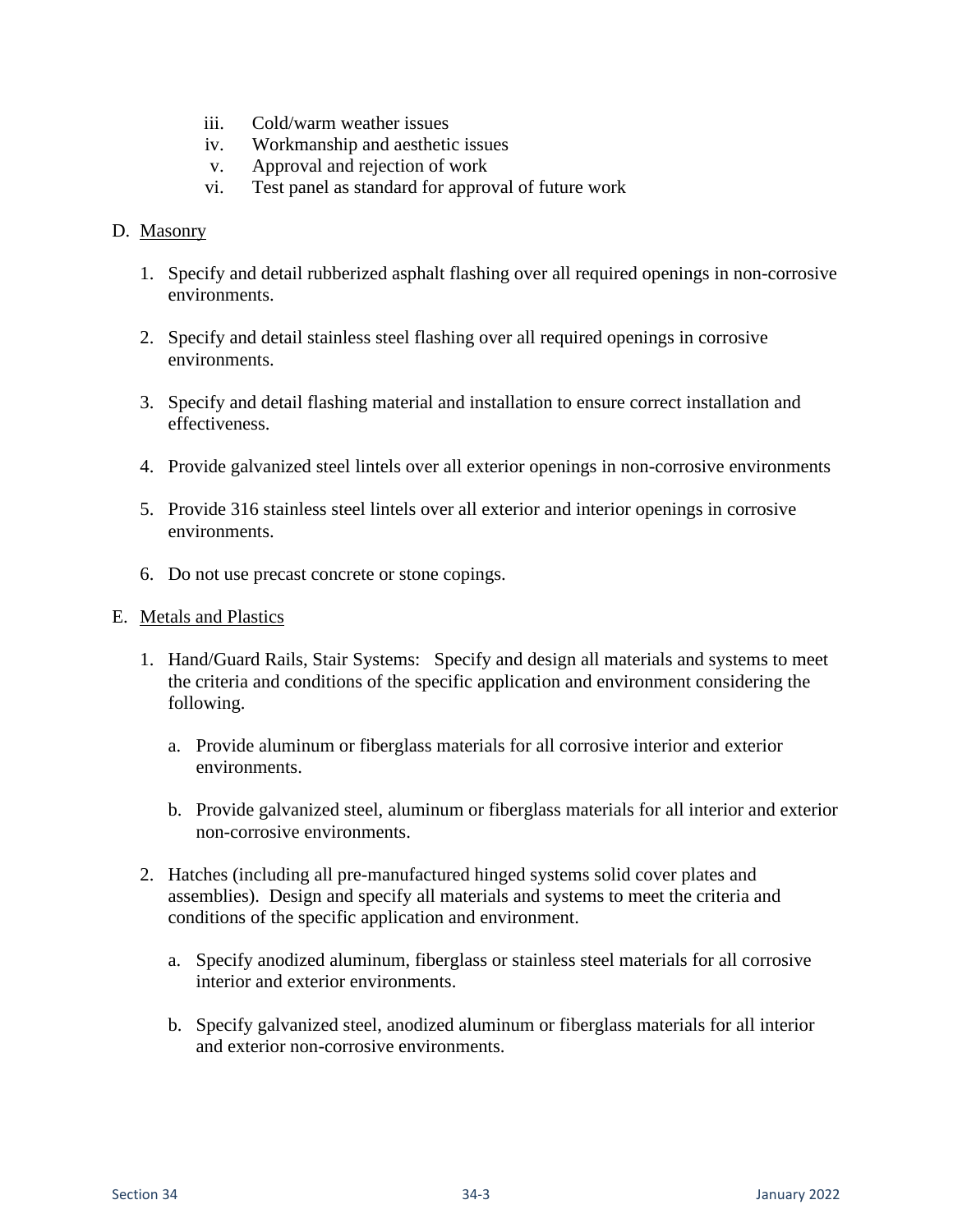iii. Cold/warm weather issues
iv. Workmanship and aesthetic issues
v. Approval and rejection of work
vi. Test panel as standard for approval of future work

D. <u>Masonry</u>

1. Specify and detail rubberized asphalt flashing over all required openings in non-corrosive environments.

2. Specify and detail stainless steel flashing over all required openings in corrosive environments.

3. Specify and detail flashing material and installation to ensure correct installation and effectiveness.

4. Provide galvanized steel lintels over all exterior openings in non-corrosive environments

5. Provide 316 stainless steel lintels over all exterior and interior openings in corrosive environments.

6. Do not use precast concrete or stone copings.

E. <u>Metals and Plastics</u>

1. Hand/Guard Rails, Stair Systems: Specify and design all materials and systems to meet the criteria and conditions of the specific application and environment considering the following.

   a. Provide aluminum or fiberglass materials for all corrosive interior and exterior environments.

   b. Provide galvanized steel, aluminum or fiberglass materials for all interior and exterior non-corrosive environments.

2. Hatches (including all pre-manufactured hinged systems solid cover plates and assemblies). Design and specify all materials and systems to meet the criteria and conditions of the specific application and environment.

   a. Specify anodized aluminum, fiberglass or stainless steel materials for all corrosive interior and exterior environments.

   b. Specify galvanized steel, anodized aluminum or fiberglass materials for all interior and exterior non-corrosive environments.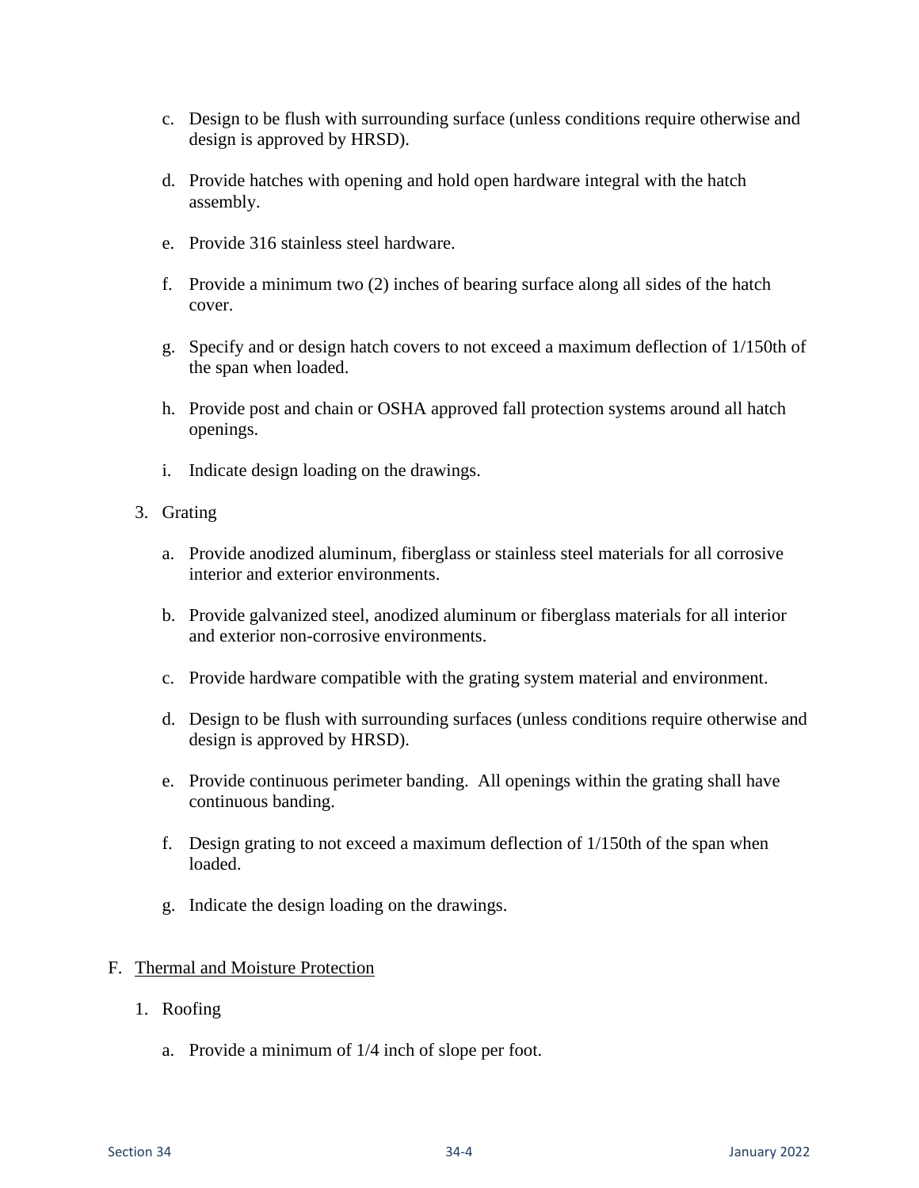c. Design to be flush with surrounding surface (unless conditions require otherwise and design is approved by HRSD).

d. Provide hatches with opening and hold open hardware integral with the hatch assembly.

e. Provide 316 stainless steel hardware.

f. Provide a minimum two (2) inches of bearing surface along all sides of the hatch cover.

g. Specify and or design hatch covers to not exceed a maximum deflection of 1/150th of the span when loaded.

h. Provide post and chain or OSHA approved fall protection systems around all hatch openings.

i. Indicate design loading on the drawings.

3. Grating

   a. Provide anodized aluminum, fiberglass or stainless steel materials for all corrosive interior and exterior environments.

   b. Provide galvanized steel, anodized aluminum or fiberglass materials for all interior and exterior non-corrosive environments.

   c. Provide hardware compatible with the grating system material and environment.

   d. Design to be flush with surrounding surfaces (unless conditions require otherwise and design is approved by HRSD).

   e. Provide continuous perimeter banding. All openings within the grating shall have continuous banding.

   f. Design grating to not exceed a maximum deflection of 1/150th of the span when loaded.

   g. Indicate the design loading on the drawings.

F. Thermal and Moisture Protection

1. Roofing

   a. Provide a minimum of 1/4 inch of slope per foot.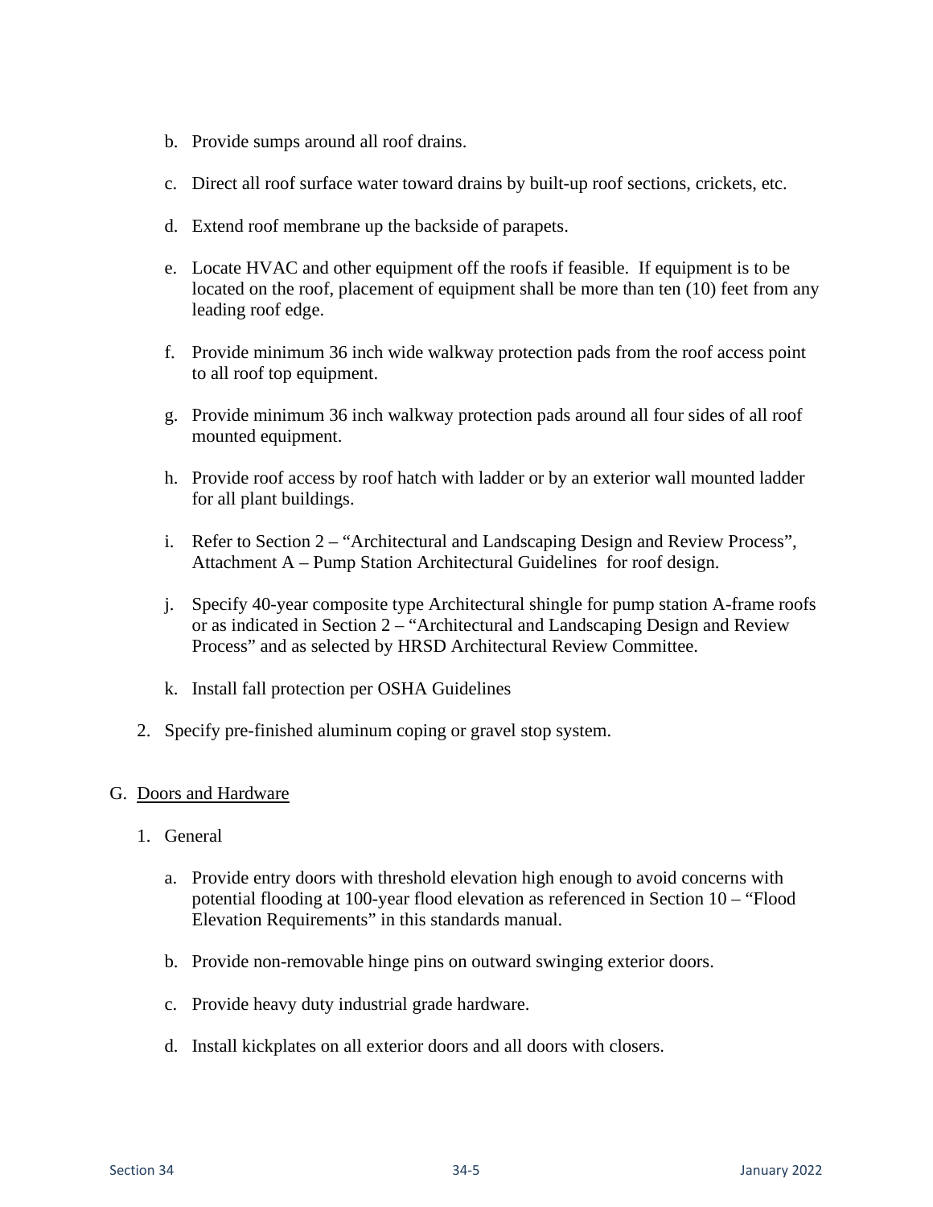b. Provide sumps around all roof drains.

c. Direct all roof surface water toward drains by built-up roof sections, crickets, etc.

d. Extend roof membrane up the backside of parapets.

e. Locate HVAC and other equipment off the roofs if feasible. If equipment is to be located on the roof, placement of equipment shall be more than ten (10) feet from any leading roof edge.

f. Provide minimum 36 inch wide walkway protection pads from the roof access point to all roof top equipment.

g. Provide minimum 36 inch walkway protection pads around all four sides of all roof mounted equipment.

h. Provide roof access by roof hatch with ladder or by an exterior wall mounted ladder for all plant buildings.

i. Refer to Section 2 – "Architectural and Landscaping Design and Review Process", Attachment A – Pump Station Architectural Guidelines for roof design.

j. Specify 40-year composite type Architectural shingle for pump station A-frame roofs or as indicated in Section 2 – "Architectural and Landscaping Design and Review Process" and as selected by HRSD Architectural Review Committee.

k. Install fall protection per OSHA Guidelines

2. Specify pre-finished aluminum coping or gravel stop system.

G. Doors and Hardware

1. General

a. Provide entry doors with threshold elevation high enough to avoid concerns with potential flooding at 100-year flood elevation as referenced in Section 10 – "Flood Elevation Requirements" in this standards manual.

b. Provide non-removable hinge pins on outward swinging exterior doors.

c. Provide heavy duty industrial grade hardware.

d. Install kickplates on all exterior doors and all doors with closers.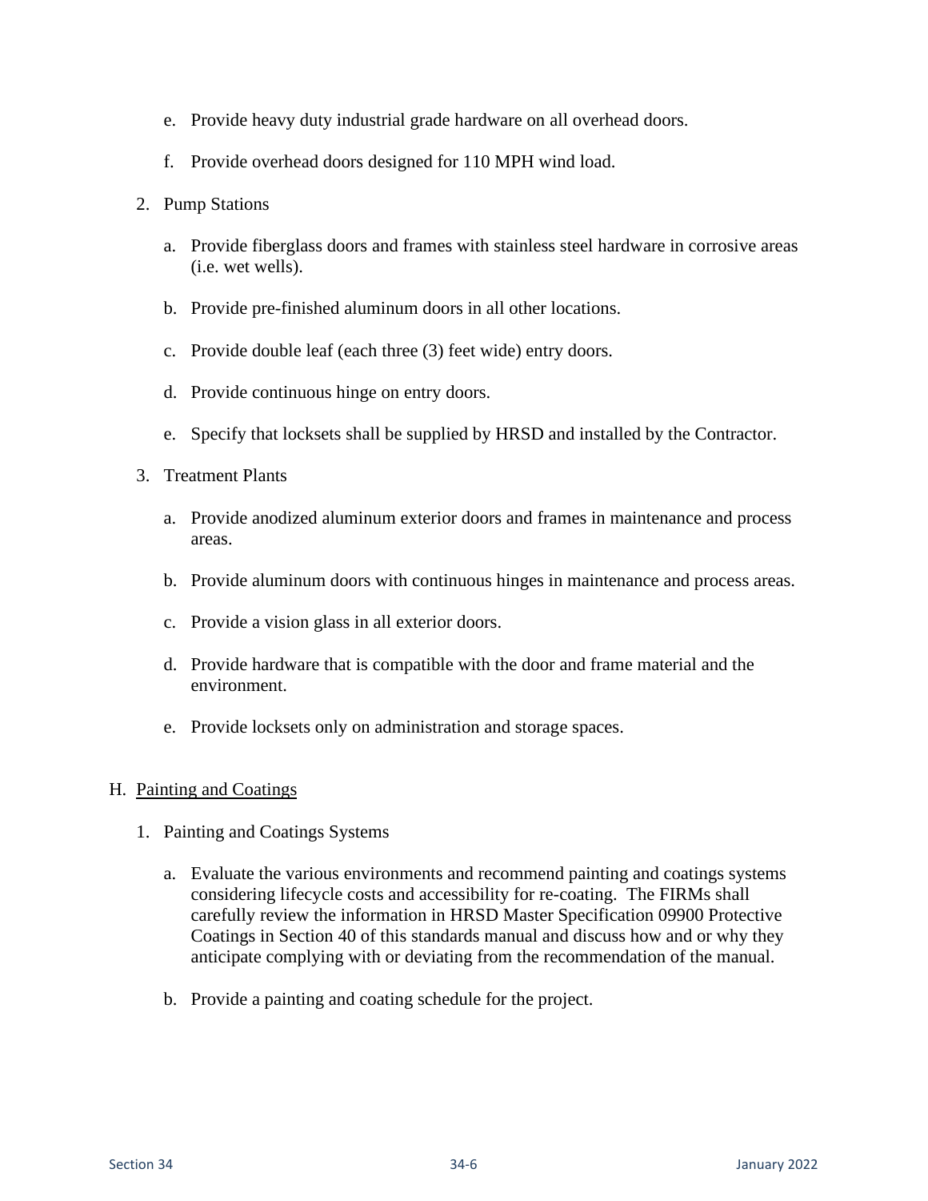e. Provide heavy duty industrial grade hardware on all overhead doors.

f. Provide overhead doors designed for 110 MPH wind load.

2. Pump Stations

   a. Provide fiberglass doors and frames with stainless steel hardware in corrosive areas (i.e. wet wells).

   b. Provide pre-finished aluminum doors in all other locations.

   c. Provide double leaf (each three (3) feet wide) entry doors.

   d. Provide continuous hinge on entry doors.

   e. Specify that locksets shall be supplied by HRSD and installed by the Contractor.

3. Treatment Plants

   a. Provide anodized aluminum exterior doors and frames in maintenance and process areas.

   b. Provide aluminum doors with continuous hinges in maintenance and process areas.

   c. Provide a vision glass in all exterior doors.

   d. Provide hardware that is compatible with the door and frame material and the environment.

   e. Provide locksets only on administration and storage spaces.

H. <u>Painting and Coatings</u>

1. Painting and Coatings Systems

   a. Evaluate the various environments and recommend painting and coatings systems considering lifecycle costs and accessibility for re-coating. The FIRMs shall carefully review the information in HRSD Master Specification 09900 Protective Coatings in Section 40 of this standards manual and discuss how and or why they anticipate complying with or deviating from the recommendation of the manual.

   b. Provide a painting and coating schedule for the project.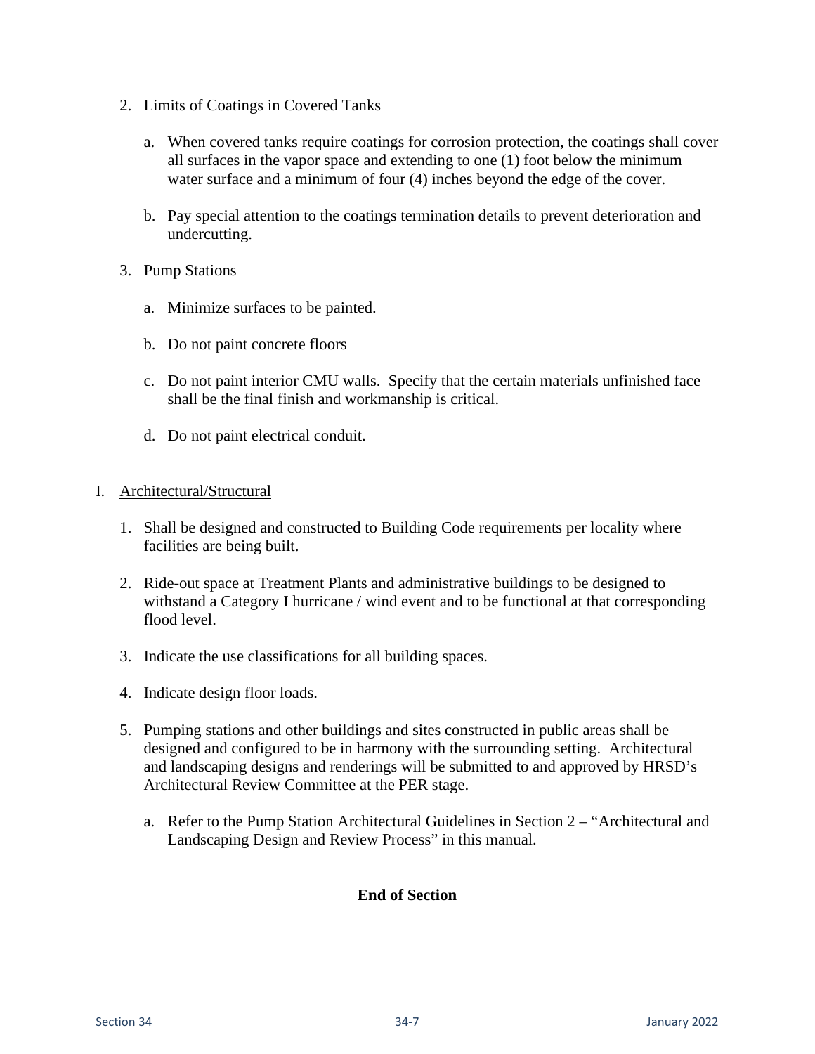2. Limits of Coatings in Covered Tanks

    a. When covered tanks require coatings for corrosion protection, the coatings shall cover all surfaces in the vapor space and extending to one (1) foot below the minimum water surface and a minimum of four (4) inches beyond the edge of the cover.

    b. Pay special attention to the coatings termination details to prevent deterioration and undercutting.

3. Pump Stations

    a. Minimize surfaces to be painted.

    b. Do not paint concrete floors

    c. Do not paint interior CMU walls. Specify that the certain materials unfinished face shall be the final finish and workmanship is critical.

    d. Do not paint electrical conduit.

I. <u>Architectural/Structural</u>

1. Shall be designed and constructed to Building Code requirements per locality where facilities are being built.

2. Ride-out space at Treatment Plants and administrative buildings to be designed to withstand a Category I hurricane / wind event and to be functional at that corresponding flood level.

3. Indicate the use classifications for all building spaces.

4. Indicate design floor loads.

5. Pumping stations and other buildings and sites constructed in public areas shall be designed and configured to be in harmony with the surrounding setting. Architectural and landscaping designs and renderings will be submitted to and approved by HRSD's Architectural Review Committee at the PER stage.

    a. Refer to the Pump Station Architectural Guidelines in Section 2 – "Architectural and Landscaping Design and Review Process" in this manual.

**End of Section**